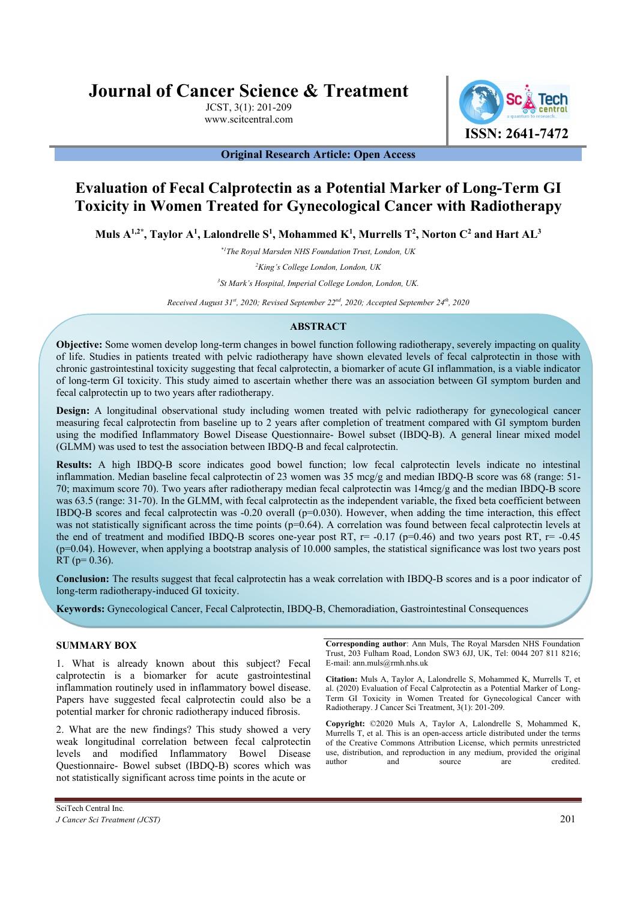# Journal of Cancer Science & Treatment

JCST, 3(1): 201-209
www.scitcentral.com

ISSN: 2641-7472

**Original Research Article: Open Access**

# Evaluation of Fecal Calprotectin as a Potential Marker of Long-Term GI Toxicity in Women Treated for Gynecological Cancer with Radiotherapy

**Muls A[1,2*], Taylor A[1], Lalondrelle S[1], Mohammed K[1], Murrells T[2], Norton C[2] and Hart AL[3]**

*[*1]The Royal Marsden NHS Foundation Trust, London, UK*

*[2]King's College London, London, UK*

*[3]St Mark's Hospital, Imperial College London, London, UK.*

*Received August 31st, 2020; Revised September 22nd, 2020; Accepted September 24th, 2020*

## ABSTRACT

**Objective:** Some women develop long-term changes in bowel function following radiotherapy, severely impacting on quality of life. Studies in patients treated with pelvic radiotherapy have shown elevated levels of fecal calprotectin in those with chronic gastrointestinal toxicity suggesting that fecal calprotectin, a biomarker of acute GI inflammation, is a viable indicator of long-term GI toxicity. This study aimed to ascertain whether there was an association between GI symptom burden and fecal calprotectin up to two years after radiotherapy.

**Design:** A longitudinal observational study including women treated with pelvic radiotherapy for gynecological cancer measuring fecal calprotectin from baseline up to 2 years after completion of treatment compared with GI symptom burden using the modified Inflammatory Bowel Disease Questionnaire- Bowel subset (IBDQ-B). A general linear mixed model (GLMM) was used to test the association between IBDQ-B and fecal calprotectin.

**Results:** A high IBDQ-B score indicates good bowel function; low fecal calprotectin levels indicate no intestinal inflammation. Median baseline fecal calprotectin of 23 women was 35 mcg/g and median IBDQ-B score was 68 (range: 51-70; maximum score 70). Two years after radiotherapy median fecal calprotectin was 14mcg/g and the median IBDQ-B score was 63.5 (range: 31-70). In the GLMM, with fecal calprotectin as the independent variable, the fixed beta coefficient between IBDQ-B scores and fecal calprotectin was -0.20 overall (p=0.030). However, when adding the time interaction, this effect was not statistically significant across the time points (p=0.64). A correlation was found between fecal calprotectin levels at the end of treatment and modified IBDQ-B scores one-year post RT, r= -0.17 (p=0.46) and two years post RT, r= -0.45 (p=0.04). However, when applying a bootstrap analysis of 10.000 samples, the statistical significance was lost two years post RT (p= 0.36).

**Conclusion:** The results suggest that fecal calprotectin has a weak correlation with IBDQ-B scores and is a poor indicator of long-term radiotherapy-induced GI toxicity.

**Keywords:** Gynecological Cancer, Fecal Calprotectin, IBDQ-B, Chemoradiation, Gastrointestinal Consequences

### SUMMARY BOX

1. What is already known about this subject? Fecal calprotectin is a biomarker for acute gastrointestinal inflammation routinely used in inflammatory bowel disease. Papers have suggested fecal calprotectin could also be a potential marker for chronic radiotherapy induced fibrosis.

2. What are the new findings? This study showed a very weak longitudinal correlation between fecal calprotectin levels and modified Inflammatory Bowel Disease Questionnaire- Bowel subset (IBDQ-B) scores which was not statistically significant across time points in the acute or

**Corresponding author**: Ann Muls, The Royal Marsden NHS Foundation Trust, 203 Fulham Road, London SW3 6JJ, UK, Tel: 0044 207 811 8216; E-mail: ann.muls@rmh.nhs.uk

**Citation:** Muls A, Taylor A, Lalondrelle S, Mohammed K, Murrells T, et al. (2020) Evaluation of Fecal Calprotectin as a Potential Marker of Long-Term GI Toxicity in Women Treated for Gynecological Cancer with Radiotherapy. J Cancer Sci Treatment, 3(1): 201-209.

**Copyright:** ©2020 Muls A, Taylor A, Lalondrelle S, Mohammed K, Murrells T, et al. This is an open-access article distributed under the terms of the Creative Commons Attribution License, which permits unrestricted use, distribution, and reproduction in any medium, provided the original author and source are credited.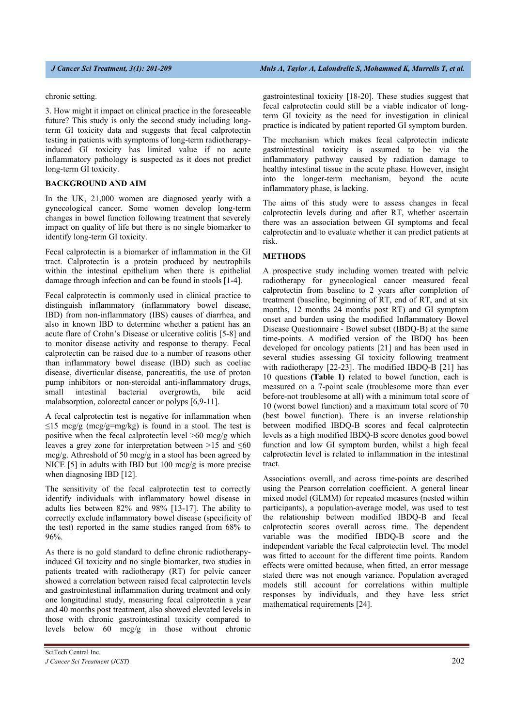chronic setting.

3. How might it impact on clinical practice in the foreseeable future? This study is only the second study including long-term GI toxicity data and suggests that fecal calprotectin testing in patients with symptoms of long-term radiotherapy-induced GI toxicity has limited value if no acute inflammatory pathology is suspected as it does not predict long-term GI toxicity.

## BACKGROUND AND AIM

In the UK, 21,000 women are diagnosed yearly with a gynecological cancer. Some women develop long-term changes in bowel function following treatment that severely impact on quality of life but there is no single biomarker to identify long-term GI toxicity.

Fecal calprotectin is a biomarker of inflammation in the GI tract. Calprotectin is a protein produced by neutrophils within the intestinal epithelium when there is epithelial damage through infection and can be found in stools [1-4].

Fecal calprotectin is commonly used in clinical practice to distinguish inflammatory (inflammatory bowel disease, IBD) from non-inflammatory (IBS) causes of diarrhea, and also in known IBD to determine whether a patient has an acute flare of Crohn's Disease or ulcerative colitis [5-8] and to monitor disease activity and response to therapy. Fecal calprotectin can be raised due to a number of reasons other than inflammatory bowel disease (IBD) such as coeliac disease, diverticular disease, pancreatitis, the use of proton pump inhibitors or non-steroidal anti-inflammatory drugs, small intestinal bacterial overgrowth, bile acid malabsorption, colorectal cancer or polyps [6,9-11].

A fecal calprotectin test is negative for inflammation when ≤15 mcg/g (mcg/g=mg/kg) is found in a stool. The test is positive when the fecal calprotectin level >60 mcg/g which leaves a grey zone for interpretation between >15 and ≤60 mcg/g. Athreshold of 50 mcg/g in a stool has been agreed by NICE [5] in adults with IBD but 100 mcg/g is more precise when diagnosing IBD [12].

The sensitivity of the fecal calprotectin test to correctly identify individuals with inflammatory bowel disease in adults lies between 82% and 98% [13-17]. The ability to correctly exclude inflammatory bowel disease (specificity of the test) reported in the same studies ranged from 68% to 96%.

As there is no gold standard to define chronic radiotherapy-induced GI toxicity and no single biomarker, two studies in patients treated with radiotherapy (RT) for pelvic cancer showed a correlation between raised fecal calprotectin levels and gastrointestinal inflammation during treatment and only one longitudinal study, measuring fecal calprotectin a year and 40 months post treatment, also showed elevated levels in those with chronic gastrointestinal toxicity compared to levels below 60 mcg/g in those without chronic gastrointestinal toxicity [18-20]. These studies suggest that fecal calprotectin could still be a viable indicator of long-term GI toxicity as the need for investigation in clinical practice is indicated by patient reported GI symptom burden.

The mechanism which makes fecal calprotectin indicate gastrointestinal toxicity is assumed to be via the inflammatory pathway caused by radiation damage to healthy intestinal tissue in the acute phase. However, insight into the longer-term mechanism, beyond the acute inflammatory phase, is lacking.

The aims of this study were to assess changes in fecal calprotectin levels during and after RT, whether ascertain there was an association between GI symptoms and fecal calprotectin and to evaluate whether it can predict patients at risk.

## METHODS

A prospective study including women treated with pelvic radiotherapy for gynecological cancer measured fecal calprotectin from baseline to 2 years after completion of treatment (baseline, beginning of RT, end of RT, and at six months, 12 months 24 months post RT) and GI symptom onset and burden using the modified Inflammatory Bowel Disease Questionnaire - Bowel subset (IBDQ-B) at the same time-points. A modified version of the IBDQ has been developed for oncology patients [21] and has been used in several studies assessing GI toxicity following treatment with radiotherapy [22-23]. The modified IBDQ-B [21] has 10 questions **(Table 1)** related to bowel function, each is measured on a 7-point scale (troublesome more than ever before-not troublesome at all) with a minimum total score of 10 (worst bowel function) and a maximum total score of 70 (best bowel function). There is an inverse relationship between modified IBDQ-B scores and fecal calprotectin levels as a high modified IBDQ-B score denotes good bowel function and low GI symptom burden, whilst a high fecal calprotectin level is related to inflammation in the intestinal tract.

Associations overall, and across time-points are described using the Pearson correlation coefficient. A general linear mixed model (GLMM) for repeated measures (nested within participants), a population-average model, was used to test the relationship between modified IBDQ-B and fecal calprotectin scores overall across time. The dependent variable was the modified IBDQ-B score and the independent variable the fecal calprotectin level. The model was fitted to account for the different time points. Random effects were omitted because, when fitted, an error message stated there was not enough variance. Population averaged models still account for correlations within multiple responses by individuals, and they have less strict mathematical requirements [24].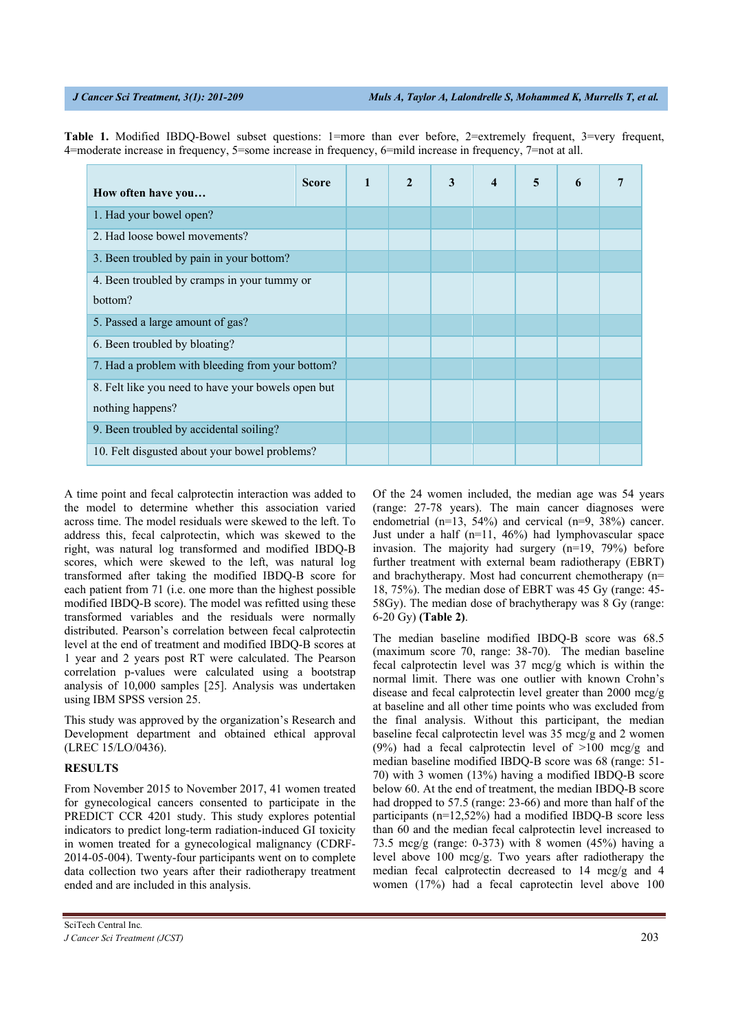**Table 1.** Modified IBDQ-Bowel subset questions: 1=more than ever before, 2=extremely frequent, 3=very frequent, 4=moderate increase in frequency, 5=some increase in frequency, 6=mild increase in frequency, 7=not at all.

| How often have you… Score | 1 | 2 | 3 | 4 | 5 | 6 | 7 |
|---|---|---|---|---|---|---|---|
| 1. Had your bowel open? | | | | | | | |
| 2. Had loose bowel movements? | | | | | | | |
| 3. Been troubled by pain in your bottom? | | | | | | | |
| 4. Been troubled by cramps in your tummy or bottom? | | | | | | | |
| 5. Passed a large amount of gas? | | | | | | | |
| 6. Been troubled by bloating? | | | | | | | |
| 7. Had a problem with bleeding from your bottom? | | | | | | | |
| 8. Felt like you need to have your bowels open but nothing happens? | | | | | | | |
| 9. Been troubled by accidental soiling? | | | | | | | |
| 10. Felt disgusted about your bowel problems? | | | | | | | |

A time point and fecal calprotectin interaction was added to the model to determine whether this association varied across time. The model residuals were skewed to the left. To address this, fecal calprotectin, which was skewed to the right, was natural log transformed and modified IBDQ-B scores, which were skewed to the left, was natural log transformed after taking the modified IBDQ-B score for each patient from 71 (i.e. one more than the highest possible modified IBDQ-B score). The model was refitted using these transformed variables and the residuals were normally distributed. Pearson's correlation between fecal calprotectin level at the end of treatment and modified IBDQ-B scores at 1 year and 2 years post RT were calculated. The Pearson correlation p-values were calculated using a bootstrap analysis of 10,000 samples [25]. Analysis was undertaken using IBM SPSS version 25.

This study was approved by the organization's Research and Development department and obtained ethical approval (LREC 15/LO/0436).

## RESULTS

From November 2015 to November 2017, 41 women treated for gynecological cancers consented to participate in the PREDICT CCR 4201 study. This study explores potential indicators to predict long-term radiation-induced GI toxicity in women treated for a gynecological malignancy (CDRF-2014-05-004). Twenty-four participants went on to complete data collection two years after their radiotherapy treatment ended and are included in this analysis.

Of the 24 women included, the median age was 54 years (range: 27-78 years). The main cancer diagnoses were endometrial (n=13, 54%) and cervical (n=9, 38%) cancer. Just under a half (n=11, 46%) had lymphovascular space invasion. The majority had surgery (n=19, 79%) before further treatment with external beam radiotherapy (EBRT) and brachytherapy. Most had concurrent chemotherapy (n= 18, 75%). The median dose of EBRT was 45 Gy (range: 45-58Gy). The median dose of brachytherapy was 8 Gy (range: 6-20 Gy) **(Table 2)**.

The median baseline modified IBDQ-B score was 68.5 (maximum score 70, range: 38-70). The median baseline fecal calprotectin level was 37 mcg/g which is within the normal limit. There was one outlier with known Crohn's disease and fecal calprotectin level greater than 2000 mcg/g at baseline and all other time points who was excluded from the final analysis. Without this participant, the median baseline fecal calprotectin level was 35 mcg/g and 2 women (9%) had a fecal calprotectin level of >100 mcg/g and median baseline modified IBDQ-B score was 68 (range: 51-70) with 3 women (13%) having a modified IBDQ-B score below 60. At the end of treatment, the median IBDQ-B score had dropped to 57.5 (range: 23-66) and more than half of the participants (n=12,52%) had a modified IBDQ-B score less than 60 and the median fecal calprotectin level increased to 73.5 mcg/g (range: 0-373) with 8 women (45%) having a level above 100 mcg/g. Two years after radiotherapy the median fecal calprotectin decreased to 14 mcg/g and 4 women (17%) had a fecal caprotectin level above 100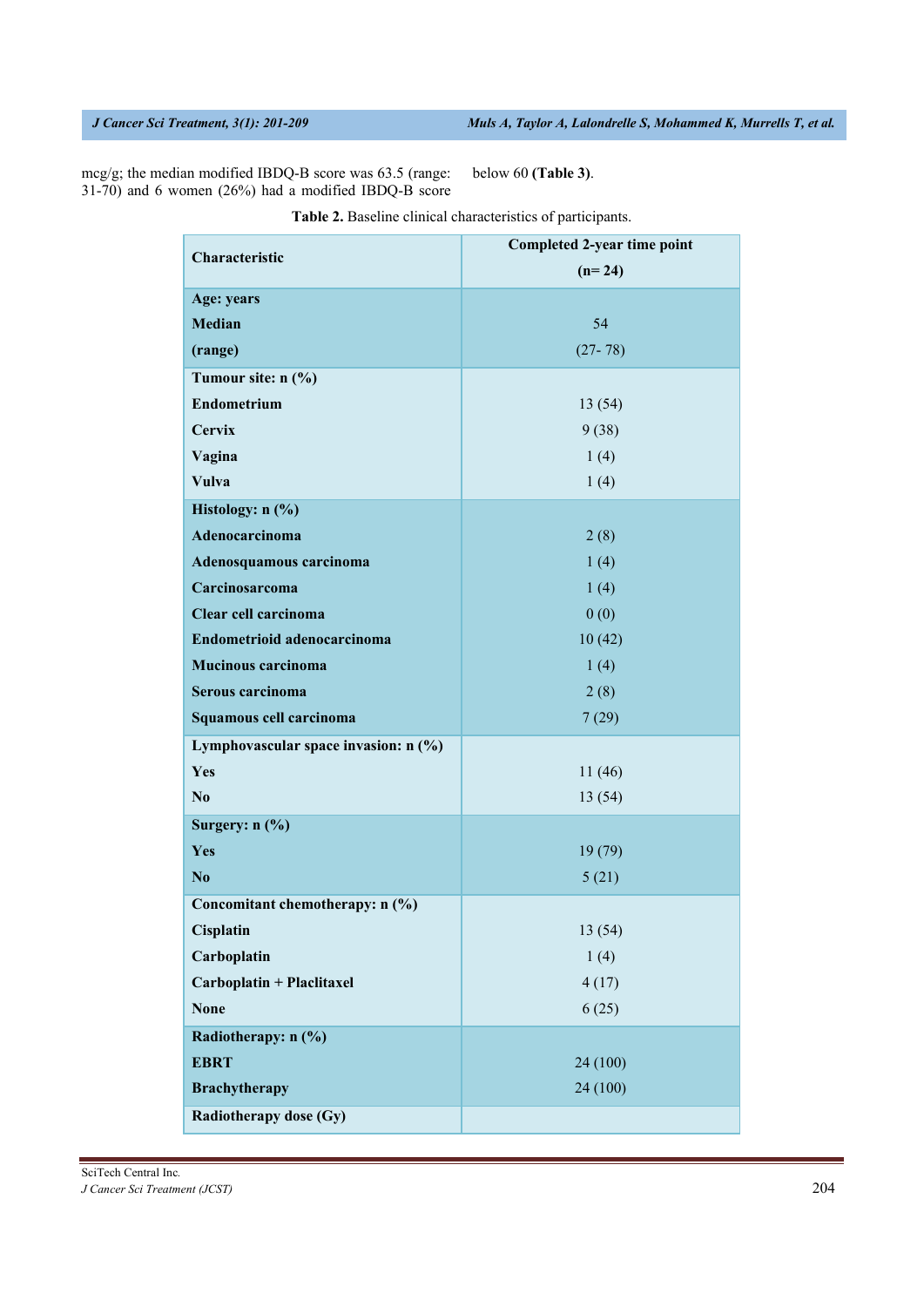mcg/g; the median modified IBDQ-B score was 63.5 (range: 31-70) and 6 women (26%) had a modified IBDQ-B score below 60 **(Table 3)**.

**Table 2.** Baseline clinical characteristics of participants.

| Characteristic | Completed 2-year time point (n= 24) |
|---|---|
| **Age: years** | |
| **Median** | 54 |
| **(range)** | (27- 78) |
| **Tumour site: n (%)** | |
| **Endometrium** | 13 (54) |
| **Cervix** | 9 (38) |
| **Vagina** | 1 (4) |
| **Vulva** | 1 (4) |
| **Histology: n (%)** | |
| **Adenocarcinoma** | 2 (8) |
| **Adenosquamous carcinoma** | 1 (4) |
| **Carcinosarcoma** | 1 (4) |
| **Clear cell carcinoma** | 0 (0) |
| **Endometrioid adenocarcinoma** | 10 (42) |
| **Mucinous carcinoma** | 1 (4) |
| **Serous carcinoma** | 2 (8) |
| **Squamous cell carcinoma** | 7 (29) |
| **Lymphovascular space invasion: n (%)** | |
| **Yes** | 11 (46) |
| **No** | 13 (54) |
| **Surgery: n (%)** | |
| **Yes** | 19 (79) |
| **No** | 5 (21) |
| **Concomitant chemotherapy: n (%)** | |
| **Cisplatin** | 13 (54) |
| **Carboplatin** | 1 (4) |
| **Carboplatin + Placlitaxel** | 4 (17) |
| **None** | 6 (25) |
| **Radiotherapy: n (%)** | |
| **EBRT** | 24 (100) |
| **Brachytherapy** | 24 (100) |
| **Radiotherapy dose (Gy)** | |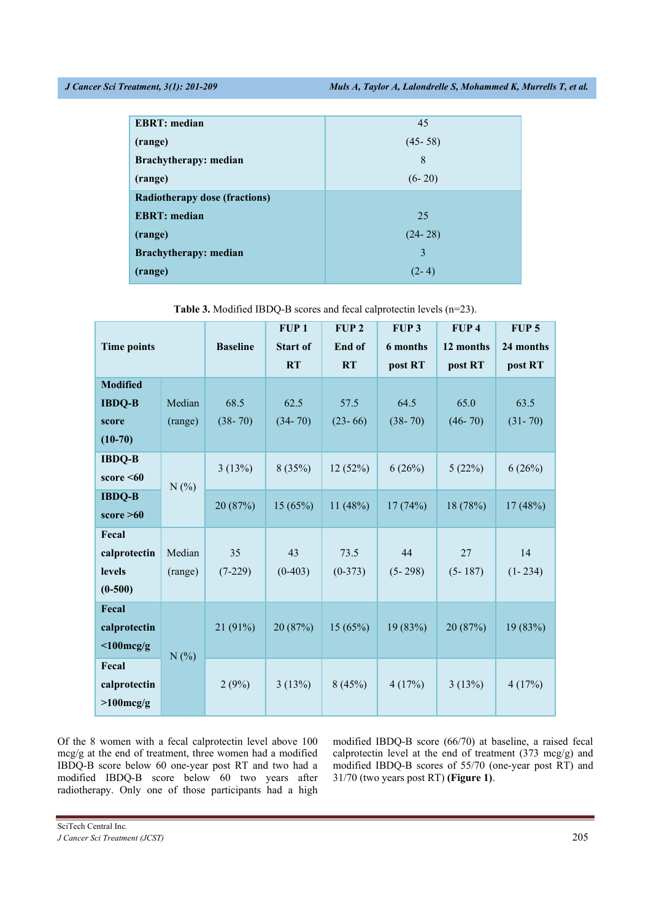| | |
|---|---|
| **EBRT: median** | 45 |
| **(range)** | (45- 58) |
| **Brachytherapy: median** | 8 |
| **(range)** | (6- 20) |
| **Radiotherapy dose (fractions)** | |
| **EBRT: median** | 25 |
| **(range)** | (24- 28) |
| **Brachytherapy: median** | 3 |
| **(range)** | (2- 4) |

**Table 3.** Modified IBDQ-B scores and fecal calprotectin levels (n=23).

| **Time points** | | **Baseline** | **FUP 1 Start of RT** | **FUP 2 End of RT** | **FUP 3 6 months post RT** | **FUP 4 12 months post RT** | **FUP 5 24 months post RT** |
|---|---|---|---|---|---|---|---|
| **Modified IBDQ-B score (10-70)** | Median (range) | 68.5 (38- 70) | 62.5 (34- 70) | 57.5 (23- 66) | 64.5 (38- 70) | 65.0 (46- 70) | 63.5 (31- 70) |
| **IBDQ-B score <60** | N (%) | 3 (13%) | 8 (35%) | 12 (52%) | 6 (26%) | 5 (22%) | 6 (26%) |
| **IBDQ-B score >60** | | 20 (87%) | 15 (65%) | 11 (48%) | 17 (74%) | 18 (78%) | 17 (48%) |
| **Fecal calprotectin levels (0-500)** | Median (range) | 35 (7-229) | 43 (0-403) | 73.5 (0-373) | 44 (5- 298) | 27 (5- 187) | 14 (1- 234) |
| **Fecal calprotectin <100mcg/g** | N (%) | 21 (91%) | 20 (87%) | 15 (65%) | 19 (83%) | 20 (87%) | 19 (83%) |
| **Fecal calprotectin >100mcg/g** | | 2 (9%) | 3 (13%) | 8 (45%) | 4 (17%) | 3 (13%) | 4 (17%) |

Of the 8 women with a fecal calprotectin level above 100 mcg/g at the end of treatment, three women had a modified IBDQ-B score below 60 one-year post RT and two had a modified IBDQ-B score below 60 two years after radiotherapy. Only one of those participants had a high modified IBDQ-B score (66/70) at baseline, a raised fecal calprotectin level at the end of treatment (373 mcg/g) and modified IBDQ-B scores of 55/70 (one-year post RT) and 31/70 (two years post RT) **(Figure 1)**.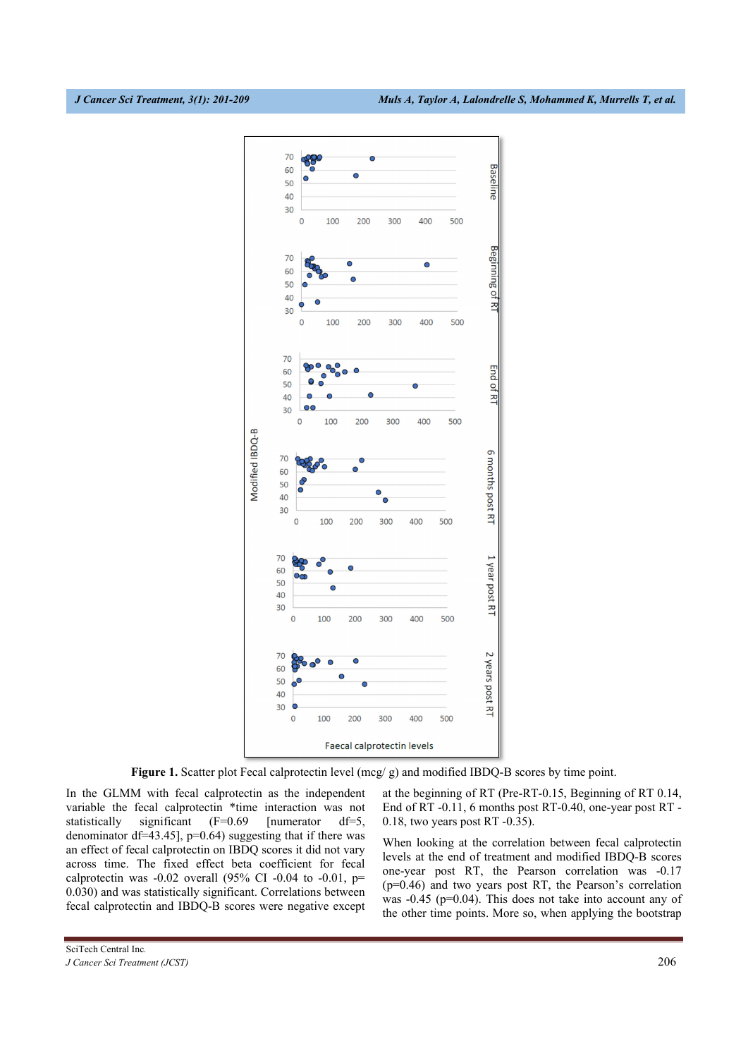**Figure 1.** Scatter plot Fecal calprotectin level (mcg/ g) and modified IBDQ-B scores by time point.

In the GLMM with fecal calprotectin as the independent variable the fecal calprotectin *time interaction was not statistically significant ($F=0.69$ [numerator $df=5$, denominator $df=43.45$], $p=0.64$) suggesting that if there was an effect of fecal calprotectin on IBDQ scores it did not vary across time. The fixed effect beta coefficient for fecal calprotectin was -0.02 overall (95% CI -0.04 to -0.01, $p=0.030$) and was statistically significant. Correlations between fecal calprotectin and IBDQ-B scores were negative except at the beginning of RT (Pre-RT-0.15, Beginning of RT 0.14, End of RT -0.11, 6 months post RT-0.40, one-year post RT -0.18, two years post RT -0.35).

When looking at the correlation between fecal calprotectin levels at the end of treatment and modified IBDQ-B scores one-year post RT, the Pearson correlation was -0.17 ($p=0.46$) and two years post RT, the Pearson's correlation was -0.45 ($p=0.04$). This does not take into account any of the other time points. More so, when applying the bootstrap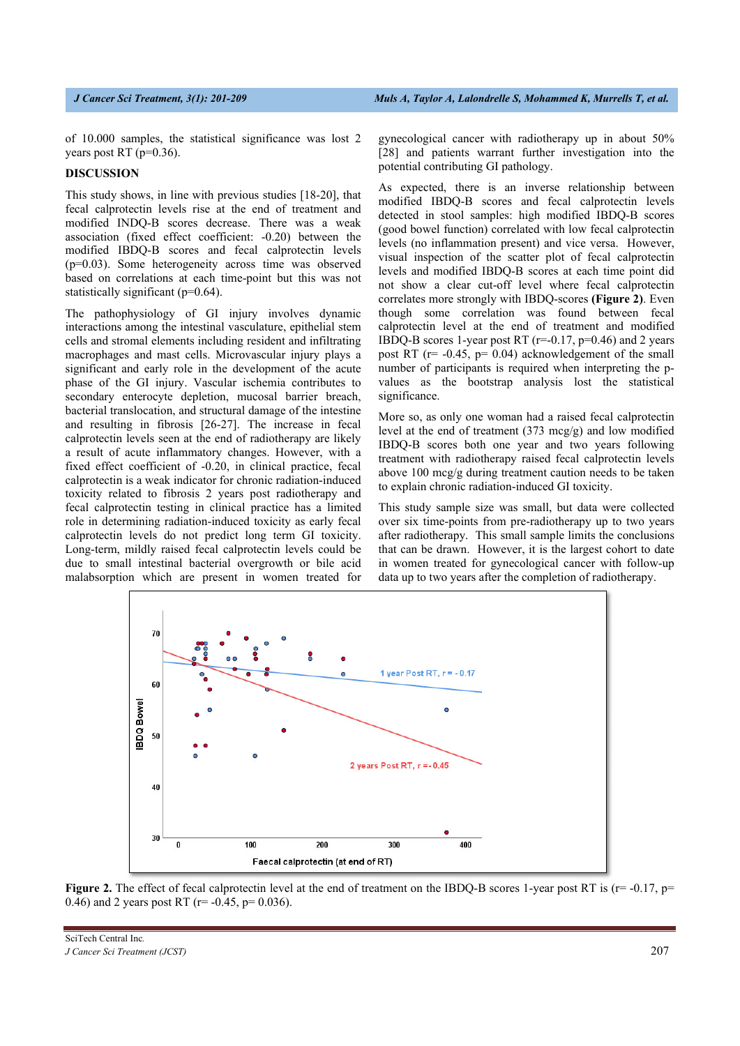of 10.000 samples, the statistical significance was lost 2 years post RT (p=0.36).

## DISCUSSION

This study shows, in line with previous studies [18-20], that fecal calprotectin levels rise at the end of treatment and modified INDQ-B scores decrease. There was a weak association (fixed effect coefficient: -0.20) between the modified IBDQ-B scores and fecal calprotectin levels (p=0.03). Some heterogeneity across time was observed based on correlations at each time-point but this was not statistically significant (p=0.64).

The pathophysiology of GI injury involves dynamic interactions among the intestinal vasculature, epithelial stem cells and stromal elements including resident and infiltrating macrophages and mast cells. Microvascular injury plays a significant and early role in the development of the acute phase of the GI injury. Vascular ischemia contributes to secondary enterocyte depletion, mucosal barrier breach, bacterial translocation, and structural damage of the intestine and resulting in fibrosis [26-27]. The increase in fecal calprotectin levels seen at the end of radiotherapy are likely a result of acute inflammatory changes. However, with a fixed effect coefficient of -0.20, in clinical practice, fecal calprotectin is a weak indicator for chronic radiation-induced toxicity related to fibrosis 2 years post radiotherapy and fecal calprotectin testing in clinical practice has a limited role in determining radiation-induced toxicity as early fecal calprotectin levels do not predict long term GI toxicity. Long-term, mildly raised fecal calprotectin levels could be due to small intestinal bacterial overgrowth or bile acid malabsorption which are present in women treated for gynecological cancer with radiotherapy up in about 50% [28] and patients warrant further investigation into the potential contributing GI pathology.

As expected, there is an inverse relationship between modified IBDQ-B scores and fecal calprotectin levels detected in stool samples: high modified IBDQ-B scores (good bowel function) correlated with low fecal calprotectin levels (no inflammation present) and vice versa. However, visual inspection of the scatter plot of fecal calprotectin levels and modified IBDQ-B scores at each time point did not show a clear cut-off level where fecal calprotectin correlates more strongly with IBDQ-scores **(Figure 2)**. Even though some correlation was found between fecal calprotectin level at the end of treatment and modified IBDQ-B scores 1-year post RT (r=-0.17, p=0.46) and 2 years post RT (r= -0.45, p= 0.04) acknowledgement of the small number of participants is required when interpreting the p-values as the bootstrap analysis lost the statistical significance.

More so, as only one woman had a raised fecal calprotectin level at the end of treatment (373 mcg/g) and low modified IBDQ-B scores both one year and two years following treatment with radiotherapy raised fecal calprotectin levels above 100 mcg/g during treatment caution needs to be taken to explain chronic radiation-induced GI toxicity.

This study sample size was small, but data were collected over six time-points from pre-radiotherapy up to two years after radiotherapy. This small sample limits the conclusions that can be drawn. However, it is the largest cohort to date in women treated for gynecological cancer with follow-up data up to two years after the completion of radiotherapy.

**Figure 2.** The effect of fecal calprotectin level at the end of treatment on the IBDQ-B scores 1-year post RT is (r= -0.17, p= 0.46) and 2 years post RT (r= -0.45, p= 0.036).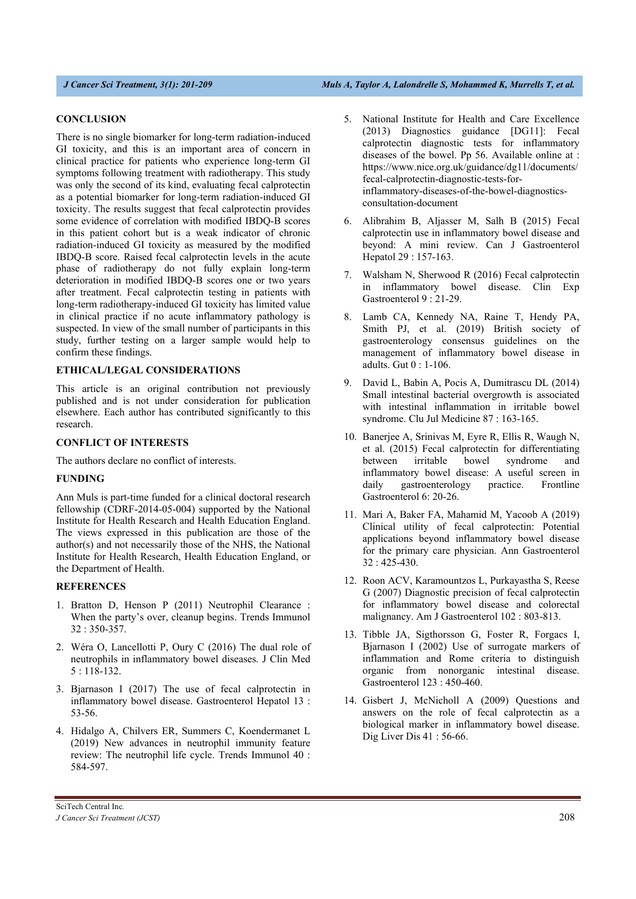## CONCLUSION

There is no single biomarker for long-term radiation-induced GI toxicity, and this is an important area of concern in clinical practice for patients who experience long-term GI symptoms following treatment with radiotherapy. This study was only the second of its kind, evaluating fecal calprotectin as a potential biomarker for long-term radiation-induced GI toxicity. The results suggest that fecal calprotectin provides some evidence of correlation with modified IBDQ-B scores in this patient cohort but is a weak indicator of chronic radiation-induced GI toxicity as measured by the modified IBDQ-B score. Raised fecal calprotectin levels in the acute phase of radiotherapy do not fully explain long-term deterioration in modified IBDQ-B scores one or two years after treatment. Fecal calprotectin testing in patients with long-term radiotherapy-induced GI toxicity has limited value in clinical practice if no acute inflammatory pathology is suspected. In view of the small number of participants in this study, further testing on a larger sample would help to confirm these findings.

## ETHICAL/LEGAL CONSIDERATIONS

This article is an original contribution not previously published and is not under consideration for publication elsewhere. Each author has contributed significantly to this research.

## CONFLICT OF INTERESTS

The authors declare no conflict of interests.

## FUNDING

Ann Muls is part-time funded for a clinical doctoral research fellowship (CDRF-2014-05-004) supported by the National Institute for Health Research and Health Education England. The views expressed in this publication are those of the author(s) and not necessarily those of the NHS, the National Institute for Health Research, Health Education England, or the Department of Health.

## REFERENCES

1. Bratton D, Henson P (2011) Neutrophil Clearance : When the party's over, cleanup begins. Trends Immunol 32 : 350-357.
2. Wéra O, Lancellotti P, Oury C (2016) The dual role of neutrophils in inflammatory bowel diseases. J Clin Med 5 : 118-132.
3. Bjarnason I (2017) The use of fecal calprotectin in inflammatory bowel disease. Gastroenterol Hepatol 13 : 53-56.
4. Hidalgo A, Chilvers ER, Summers C, Koendermanet L (2019) New advances in neutrophil immunity feature review: The neutrophil life cycle. Trends Immunol 40 : 584-597.
5. National Institute for Health and Care Excellence (2013) Diagnostics guidance [DG11]: Fecal calprotectin diagnostic tests for inflammatory diseases of the bowel. Pp 56. Available online at : https://www.nice.org.uk/guidance/dg11/documents/fecal-calprotectin-diagnostic-tests-for-inflammatory-diseases-of-the-bowel-diagnostics-consultation-document
6. Alibrahim B, Aljasser M, Salh B (2015) Fecal calprotectin use in inflammatory bowel disease and beyond: A mini review. Can J Gastroenterol Hepatol 29 : 157-163.
7. Walsham N, Sherwood R (2016) Fecal calprotectin in inflammatory bowel disease. Clin Exp Gastroenterol 9 : 21-29.
8. Lamb CA, Kennedy NA, Raine T, Hendy PA, Smith PJ, et al. (2019) British society of gastroenterology consensus guidelines on the management of inflammatory bowel disease in adults. Gut 0 : 1-106.
9. David L, Babin A, Pocis A, Dumitrascu DL (2014) Small intestinal bacterial overgrowth is associated with intestinal inflammation in irritable bowel syndrome. Clu Jul Medicine 87 : 163-165.
10. Banerjee A, Srinivas M, Eyre R, Ellis R, Waugh N, et al. (2015) Fecal calprotectin for differentiating between irritable bowel syndrome and inflammatory bowel disease: A useful screen in daily gastroenterology practice. Frontline Gastroenterol 6: 20-26.
11. Mari A, Baker FA, Mahamid M, Yacoob A (2019) Clinical utility of fecal calprotectin: Potential applications beyond inflammatory bowel disease for the primary care physician. Ann Gastroenterol 32 : 425-430.
12. Roon ACV, Karamountzos L, Purkayastha S, Reese G (2007) Diagnostic precision of fecal calprotectin for inflammatory bowel disease and colorectal malignancy. Am J Gastroenterol 102 : 803-813.
13. Tibble JA, Sigthorsson G, Foster R, Forgacs I, Bjarnason I (2002) Use of surrogate markers of inflammation and Rome criteria to distinguish organic from nonorganic intestinal disease. Gastroenterol 123 : 450-460.
14. Gisbert J, McNicholl A (2009) Questions and answers on the role of fecal calprotectin as a biological marker in inflammatory bowel disease. Dig Liver Dis 41 : 56-66.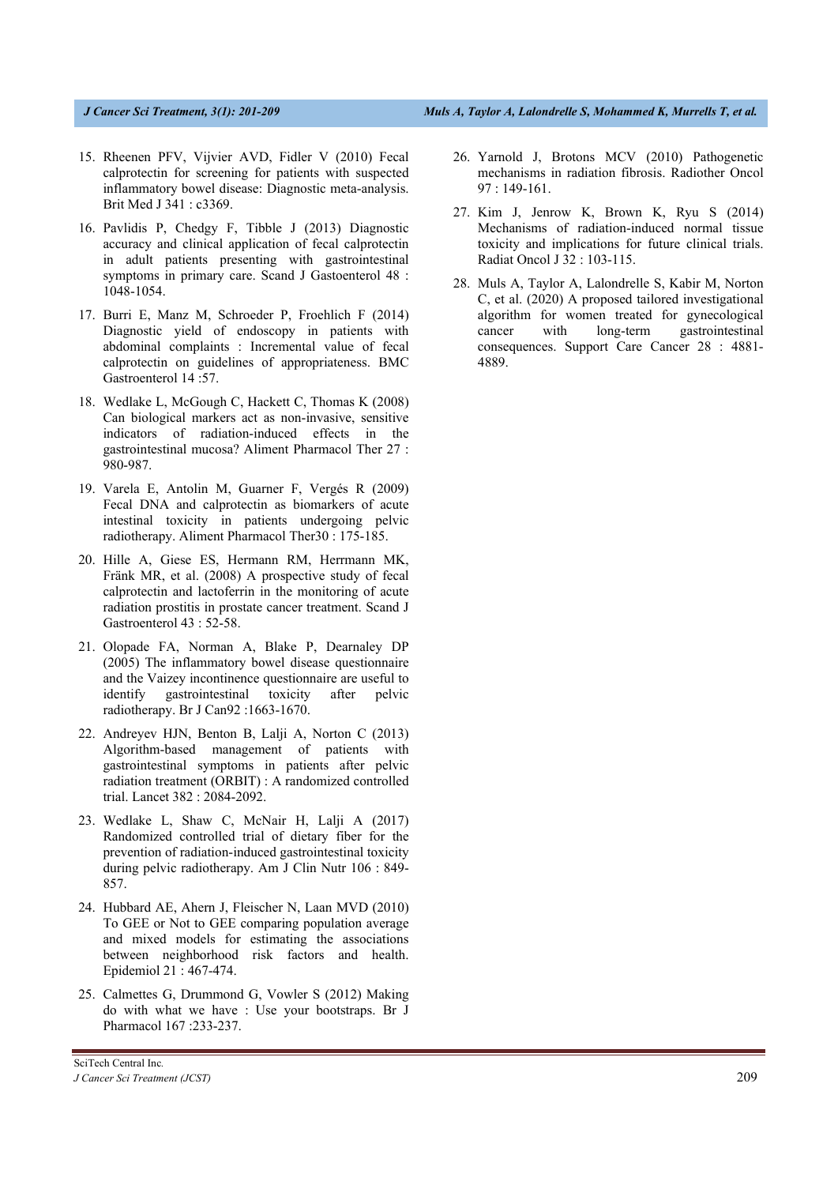15. Rheenen PFV, Vijvier AVD, Fidler V (2010) Fecal calprotectin for screening for patients with suspected inflammatory bowel disease: Diagnostic meta-analysis. Brit Med J 341 : c3369.

16. Pavlidis P, Chedgy F, Tibble J (2013) Diagnostic accuracy and clinical application of fecal calprotectin in adult patients presenting with gastrointestinal symptoms in primary care. Scand J Gastoenterol 48 : 1048-1054.

17. Burri E, Manz M, Schroeder P, Froehlich F (2014) Diagnostic yield of endoscopy in patients with abdominal complaints : Incremental value of fecal calprotectin on guidelines of appropriateness. BMC Gastroenterol 14 :57.

18. Wedlake L, McGough C, Hackett C, Thomas K (2008) Can biological markers act as non-invasive, sensitive indicators of radiation-induced effects in the gastrointestinal mucosa? Aliment Pharmacol Ther 27 : 980-987.

19. Varela E, Antolin M, Guarner F, Vergés R (2009) Fecal DNA and calprotectin as biomarkers of acute intestinal toxicity in patients undergoing pelvic radiotherapy. Aliment Pharmacol Ther30 : 175-185.

20. Hille A, Giese ES, Hermann RM, Herrmann MK, Fränk MR, et al. (2008) A prospective study of fecal calprotectin and lactoferrin in the monitoring of acute radiation prostitis in prostate cancer treatment. Scand J Gastroenterol 43 : 52-58.

21. Olopade FA, Norman A, Blake P, Dearnaley DP (2005) The inflammatory bowel disease questionnaire and the Vaizey incontinence questionnaire are useful to identify gastrointestinal toxicity after pelvic radiotherapy. Br J Can92 :1663-1670.

22. Andreyev HJN, Benton B, Lalji A, Norton C (2013) Algorithm-based management of patients with gastrointestinal symptoms in patients after pelvic radiation treatment (ORBIT) : A randomized controlled trial. Lancet 382 : 2084-2092.

23. Wedlake L, Shaw C, McNair H, Lalji A (2017) Randomized controlled trial of dietary fiber for the prevention of radiation-induced gastrointestinal toxicity during pelvic radiotherapy. Am J Clin Nutr 106 : 849-857.

24. Hubbard AE, Ahern J, Fleischer N, Laan MVD (2010) To GEE or Not to GEE comparing population average and mixed models for estimating the associations between neighborhood risk factors and health. Epidemiol 21 : 467-474.

25. Calmettes G, Drummond G, Vowler S (2012) Making do with what we have : Use your bootstraps. Br J Pharmacol 167 :233-237.

26. Yarnold J, Brotons MCV (2010) Pathogenetic mechanisms in radiation fibrosis. Radiother Oncol 97 : 149-161.

27. Kim J, Jenrow K, Brown K, Ryu S (2014) Mechanisms of radiation-induced normal tissue toxicity and implications for future clinical trials. Radiat Oncol J 32 : 103-115.

28. Muls A, Taylor A, Lalondrelle S, Kabir M, Norton C, et al. (2020) A proposed tailored investigational algorithm for women treated for gynecological cancer with long-term gastrointestinal consequences. Support Care Cancer 28 : 4881-4889.